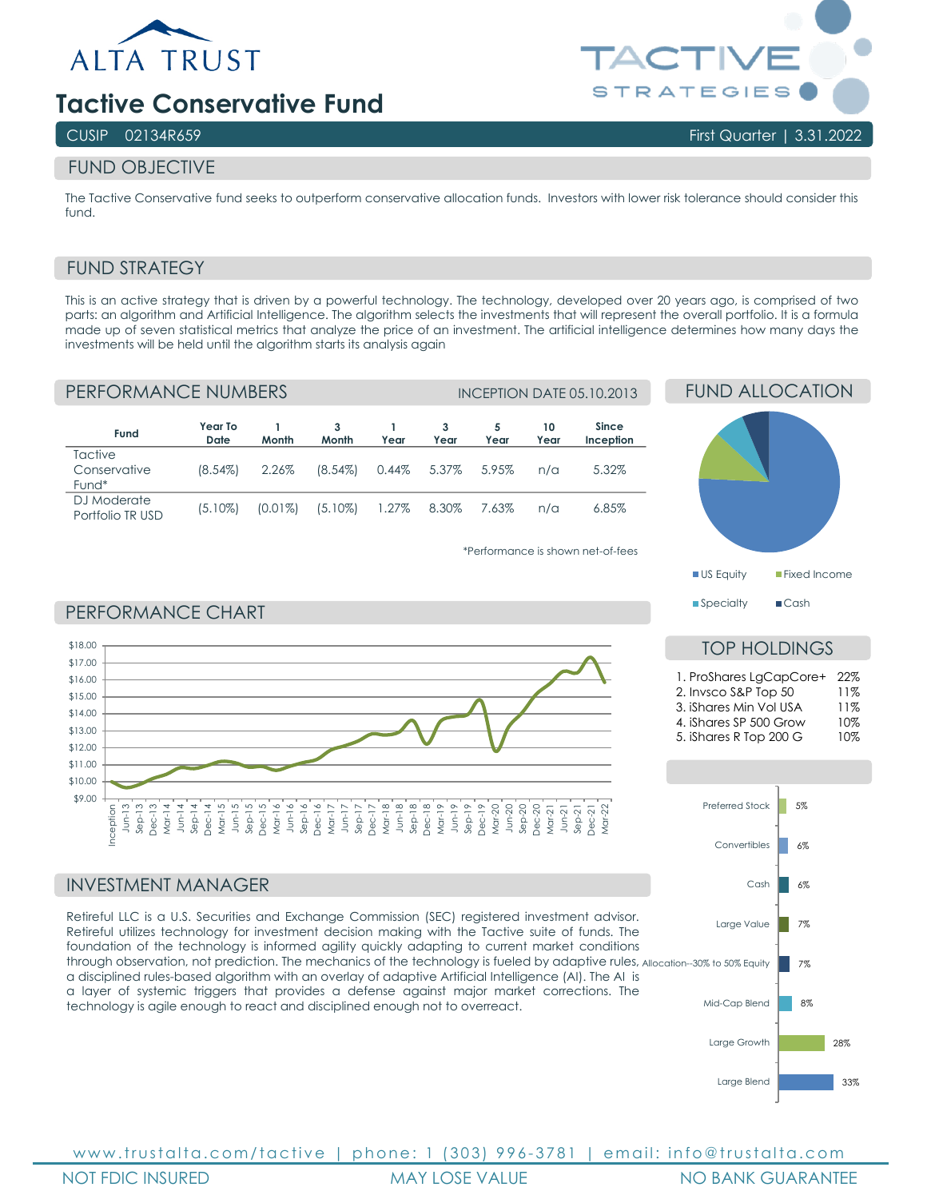ALTA TRUST

# Tactive Conservative Fund

TACTIVE STRATEGIES

CUSIP 02134R659 | First Quarter | 3.31.2022

## FUND OBJECTIVE

The Tactive Conservative fund seeks to outperform conservative allocation funds. Investors with lower risk tolerance should consider this fund.

## FUND STRATEGY

This is an active strategy that is driven by a powerful technology. The technology, developed over 20 years ago, is comprised of two parts: an algorithm and Artificial Intelligence. The algorithm selects the investments that will represent the overall portfolio. It is a formula made up of seven statistical metrics that analyze the price of an investment. The artificial intelligence determines how many days the investments will be held until the algorithm starts its analysis again

## PERFORMANCE NUMBERS

INCEPTION DATE 05.10.2013

| Fund | Year To Date | 1 Month | 3 Month | 1 Year | 3 Year | 5 Year | 10 Year | Since Inception |
|---|---|---|---|---|---|---|---|---|
| Tactive Conservative Fund* | (8.54%) | 2.26% | (8.54%) | 0.44% | 5.37% | 5.95% | n/a | 5.32% |
| DJ Moderate Portfolio TR USD | (5.10%) | (0.01%) | (5.10%) | 1.27% | 8.30% | 7.63% | n/a | 6.85% |

*Performance is shown net-of-fees

## FUND ALLOCATION

US Equity, Fixed Income, Specialty, Cash

## PERFORMANCE CHART

## TOP HOLDINGS

1. ProShares LgCapCore+ 22%
2. Invsco S&P Top 50 11%
3. iShares Min Vol USA 11%
4. iShares SP 500 Grow 10%
5. iShares R Top 200 G 10%

| Category | % |
|---|---|
| Preferred Stock | 5% |
| Convertibles | 6% |
| Cash | 6% |
| Large Value | 7% |
| Allocation--30% to 50% Equity | 7% |
| Mid-Cap Blend | 8% |
| Large Growth | 28% |
| Large Blend | 33% |

## INVESTMENT MANAGER

Retireful LLC is a U.S. Securities and Exchange Commission (SEC) registered investment advisor. Retireful utilizes technology for investment decision making with the Tactive suite of funds. The foundation of the technology is informed agility quickly adapting to current market conditions through observation, not prediction. The mechanics of the technology is fueled by adaptive rules, a disciplined rules-based algorithm with an overlay of adaptive Artificial Intelligence (AI). The AI is a layer of systemic triggers that provides a defense against major market corrections. The technology is agile enough to react and disciplined enough not to overreact.

www.trustalta.com/tactive | phone: 1 (303) 996-3781 | email: info@trustalta.com

NOT FDIC INSURED | MAY LOSE VALUE | NO BANK GUARANTEE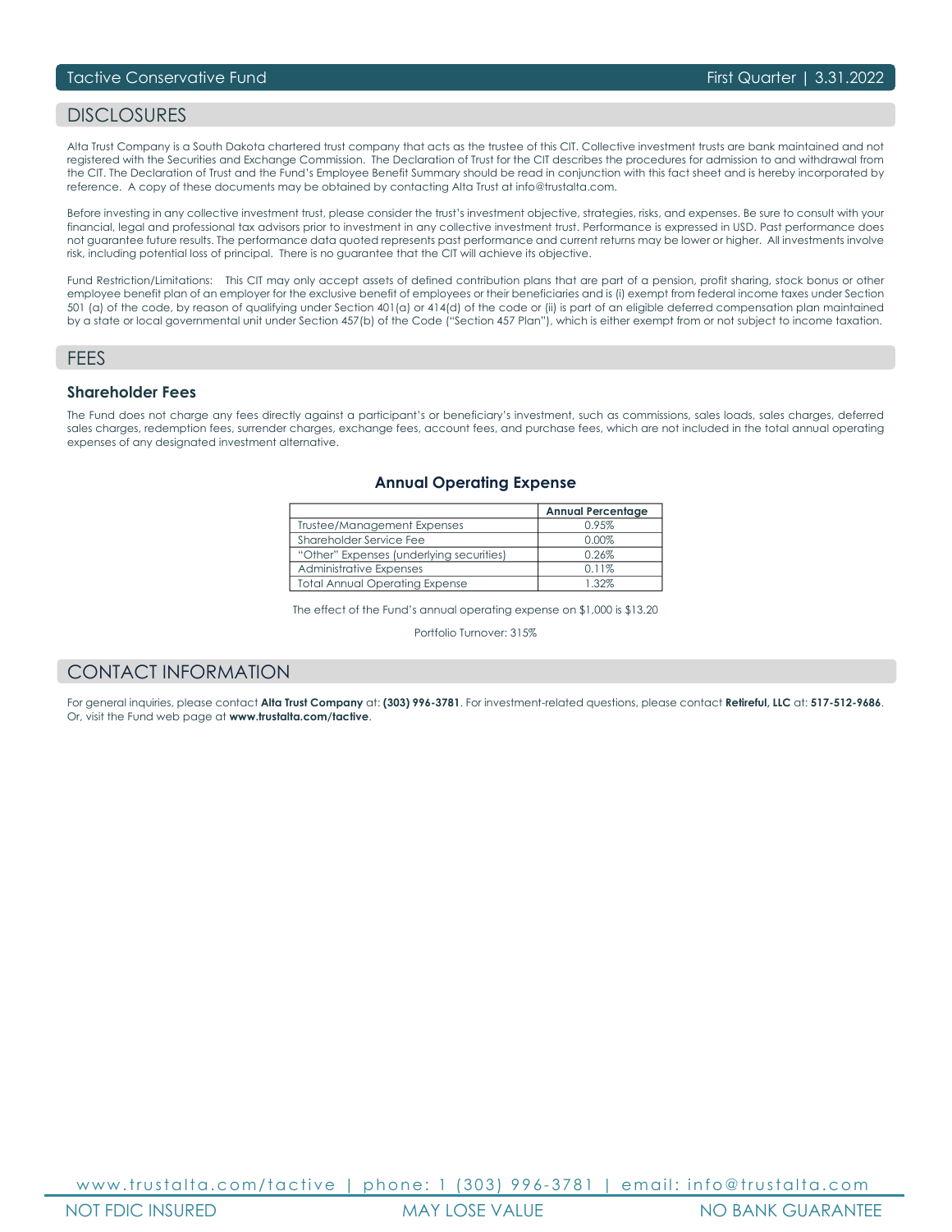## DISCLOSURES

Alta Trust Company is a South Dakota chartered trust company that acts as the trustee of this CIT. Collective investment trusts are bank maintained and not registered with the Securities and Exchange Commission. The Declaration of Trust for the CIT describes the procedures for admission to and withdrawal from the CIT. The Declaration of Trust and the Fund's Employee Benefit Summary should be read in conjunction with this fact sheet and is hereby incorporated by reference. A copy of these documents may be obtained by contacting Alta Trust at info@trustalta.com.

Before investing in any collective investment trust, please consider the trust's investment objective, strategies, risks, and expenses. Be sure to consult with your financial, legal and professional tax advisors prior to investment in any collective investment trust. Performance is expressed in USD. Past performance does not guarantee future results. The performance data quoted represents past performance and current returns may be lower or higher. All investments involve risk, including potential loss of principal. There is no guarantee that the CIT will achieve its objective.

Fund Restriction/Limitations: This CIT may only accept assets of defined contribution plans that are part of a pension, profit sharing, stock bonus or other employee benefit plan of an employer for the exclusive benefit of employees or their beneficiaries and is (i) exempt from federal income taxes under Section 501 (a) of the code, by reason of qualifying under Section 401(a) or 414(d) of the code or (ii) is part of an eligible deferred compensation plan maintained by a state or local governmental unit under Section 457(b) of the Code ("Section 457 Plan"), which is either exempt from or not subject to income taxation.

## FEES

### Shareholder Fees

The Fund does not charge any fees directly against a participant's or beneficiary's investment, such as commissions, sales loads, sales charges, deferred sales charges, redemption fees, surrender charges, exchange fees, account fees, and purchase fees, which are not included in the total annual operating expenses of any designated investment alternative.

### Annual Operating Expense

| | Annual Percentage |
|---|---|
| Trustee/Management Expenses | 0.95% |
| Shareholder Service Fee | 0.00% |
| "Other" Expenses (underlying securities) | 0.26% |
| Administrative Expenses | 0.11% |
| Total Annual Operating Expense | 1.32% |

The effect of the Fund's annual operating expense on $1,000 is $13.20

Portfolio Turnover: 315%

## CONTACT INFORMATION

For general inquiries, please contact **Alta Trust Company** at: **(303) 996-3781**. For investment-related questions, please contact **Retireful, LLC** at: **517-512-9686**. Or, visit the Fund web page at **www.trustalta.com/tactive**.

www.trustalta.com/tactive | phone: 1 (303) 996-3781 | email: info@trustalta.com

NOT FDIC INSURED MAY LOSE VALUE NO BANK GUARANTEE